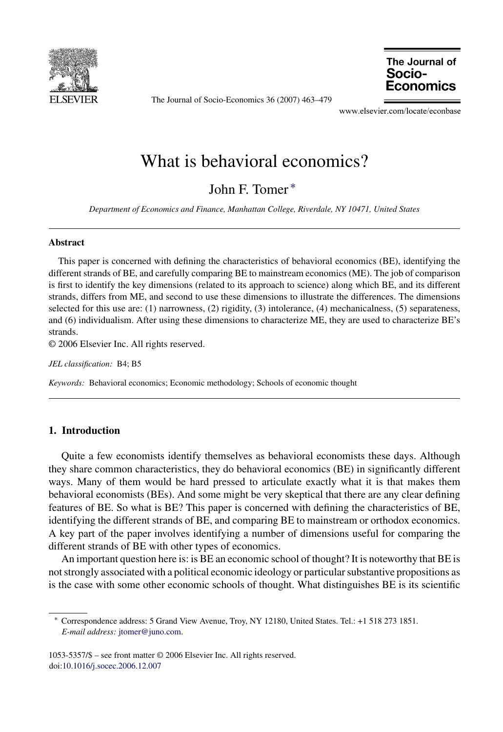# What is behavioral economics?

John F. Tomer *

*Department of Economics and Finance, Manhattan College, Riverdale, NY 10471, United States*

---

**Abstract**

This paper is concerned with defining the characteristics of behavioral economics (BE), identifying the different strands of BE, and carefully comparing BE to mainstream economics (ME). The job of comparison is first to identify the key dimensions (related to its approach to science) along which BE, and its different strands, differs from ME, and second to use these dimensions to illustrate the differences. The dimensions selected for this use are: (1) narrowness, (2) rigidity, (3) intolerance, (4) mechanicalness, (5) separateness, and (6) individualism. After using these dimensions to characterize ME, they are used to characterize BE's strands.

© 2006 Elsevier Inc. All rights reserved.

*JEL classification:* B4; B5

*Keywords:* Behavioral economics; Economic methodology; Schools of economic thought

---

## 1. Introduction

Quite a few economists identify themselves as behavioral economists these days. Although they share common characteristics, they do behavioral economics (BE) in significantly different ways. Many of them would be hard pressed to articulate exactly what it is that makes them behavioral economists (BEs). And some might be very skeptical that there are any clear defining features of BE. So what is BE? This paper is concerned with defining the characteristics of BE, identifying the different strands of BE, and comparing BE to mainstream or orthodox economics. A key part of the paper involves identifying a number of dimensions useful for comparing the different strands of BE with other types of economics.

An important question here is: is BE an economic school of thought? It is noteworthy that BE is not strongly associated with a political economic ideology or particular substantive propositions as is the case with some other economic schools of thought. What distinguishes BE is its scientific

---

\* Correspondence address: 5 Grand View Avenue, Troy, NY 12180, United States. Tel.: +1 518 273 1851.
*E-mail address:* jtomer@juno.com.

1053-5357/$ – see front matter © 2006 Elsevier Inc. All rights reserved.
doi:10.1016/j.socec.2006.12.007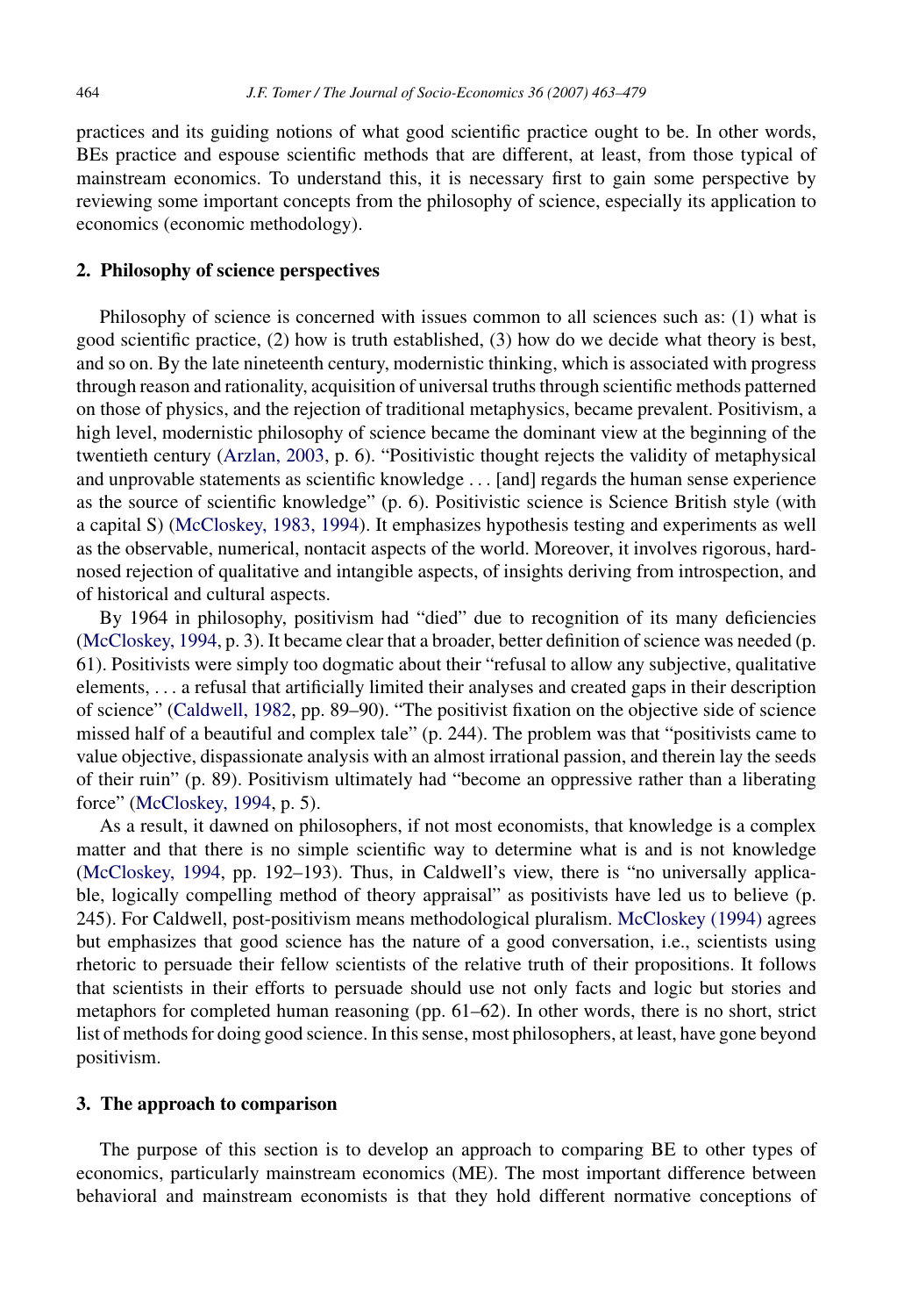practices and its guiding notions of what good scientific practice ought to be. In other words, BEs practice and espouse scientific methods that are different, at least, from those typical of mainstream economics. To understand this, it is necessary first to gain some perspective by reviewing some important concepts from the philosophy of science, especially its application to economics (economic methodology).

## 2. Philosophy of science perspectives

Philosophy of science is concerned with issues common to all sciences such as: (1) what is good scientific practice, (2) how is truth established, (3) how do we decide what theory is best, and so on. By the late nineteenth century, modernistic thinking, which is associated with progress through reason and rationality, acquisition of universal truths through scientific methods patterned on those of physics, and the rejection of traditional metaphysics, became prevalent. Positivism, a high level, modernistic philosophy of science became the dominant view at the beginning of the twentieth century (Arzlan, 2003, p. 6). "Positivistic thought rejects the validity of metaphysical and unprovable statements as scientific knowledge . . . [and] regards the human sense experience as the source of scientific knowledge" (p. 6). Positivistic science is Science British style (with a capital S) (McCloskey, 1983, 1994). It emphasizes hypothesis testing and experiments as well as the observable, numerical, nontacit aspects of the world. Moreover, it involves rigorous, hard-nosed rejection of qualitative and intangible aspects, of insights deriving from introspection, and of historical and cultural aspects.

By 1964 in philosophy, positivism had "died" due to recognition of its many deficiencies (McCloskey, 1994, p. 3). It became clear that a broader, better definition of science was needed (p. 61). Positivists were simply too dogmatic about their "refusal to allow any subjective, qualitative elements, . . . a refusal that artificially limited their analyses and created gaps in their description of science" (Caldwell, 1982, pp. 89–90). "The positivist fixation on the objective side of science missed half of a beautiful and complex tale" (p. 244). The problem was that "positivists came to value objective, dispassionate analysis with an almost irrational passion, and therein lay the seeds of their ruin" (p. 89). Positivism ultimately had "become an oppressive rather than a liberating force" (McCloskey, 1994, p. 5).

As a result, it dawned on philosophers, if not most economists, that knowledge is a complex matter and that there is no simple scientific way to determine what is and is not knowledge (McCloskey, 1994, pp. 192–193). Thus, in Caldwell's view, there is "no universally applicable, logically compelling method of theory appraisal" as positivists have led us to believe (p. 245). For Caldwell, post-positivism means methodological pluralism. McCloskey (1994) agrees but emphasizes that good science has the nature of a good conversation, i.e., scientists using rhetoric to persuade their fellow scientists of the relative truth of their propositions. It follows that scientists in their efforts to persuade should use not only facts and logic but stories and metaphors for completed human reasoning (pp. 61–62). In other words, there is no short, strict list of methods for doing good science. In this sense, most philosophers, at least, have gone beyond positivism.

## 3. The approach to comparison

The purpose of this section is to develop an approach to comparing BE to other types of economics, particularly mainstream economics (ME). The most important difference between behavioral and mainstream economists is that they hold different normative conceptions of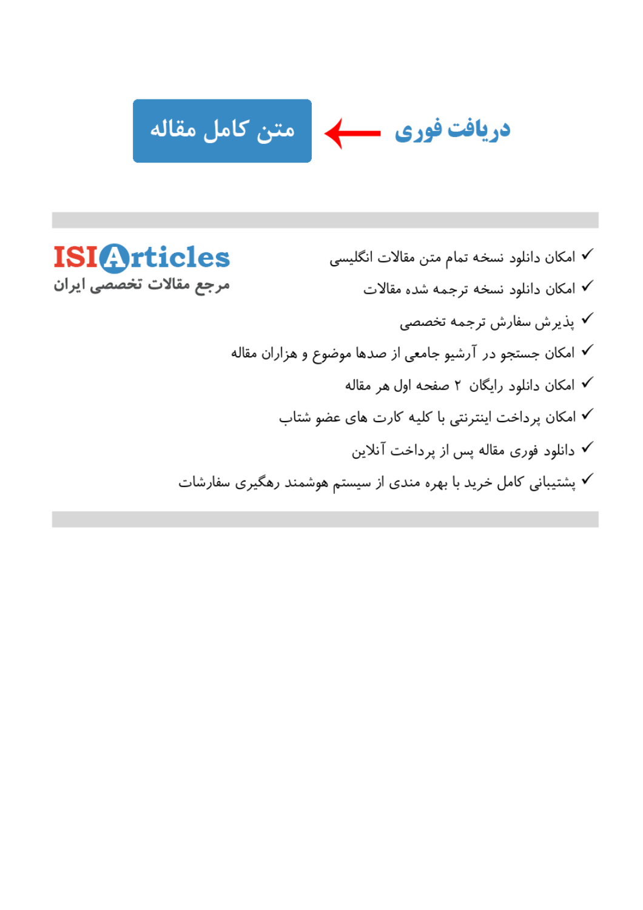دریافت فوری ← **متن کامل مقاله**

**ISIArticles**
مرجع مقالات تخصصی ایران

- ✓ امکان دانلود نسخه تمام متن مقالات انگلیسی
- ✓ امکان دانلود نسخه ترجمه شده مقالات
- ✓ پذیرش سفارش ترجمه تخصصی
- ✓ امکان جستجو در آرشیو جامعی از صدها موضوع و هزاران مقاله
- ✓ امکان دانلود رایگان ۲ صفحه اول هر مقاله
- ✓ امکان پرداخت اینترنتی با کلیه کارت های عضو شتاب
- ✓ دانلود فوری مقاله پس از پرداخت آنلاین
- ✓ پشتیبانی کامل خرید با بهره مندی از سیستم هوشمند رهگیری سفارشات